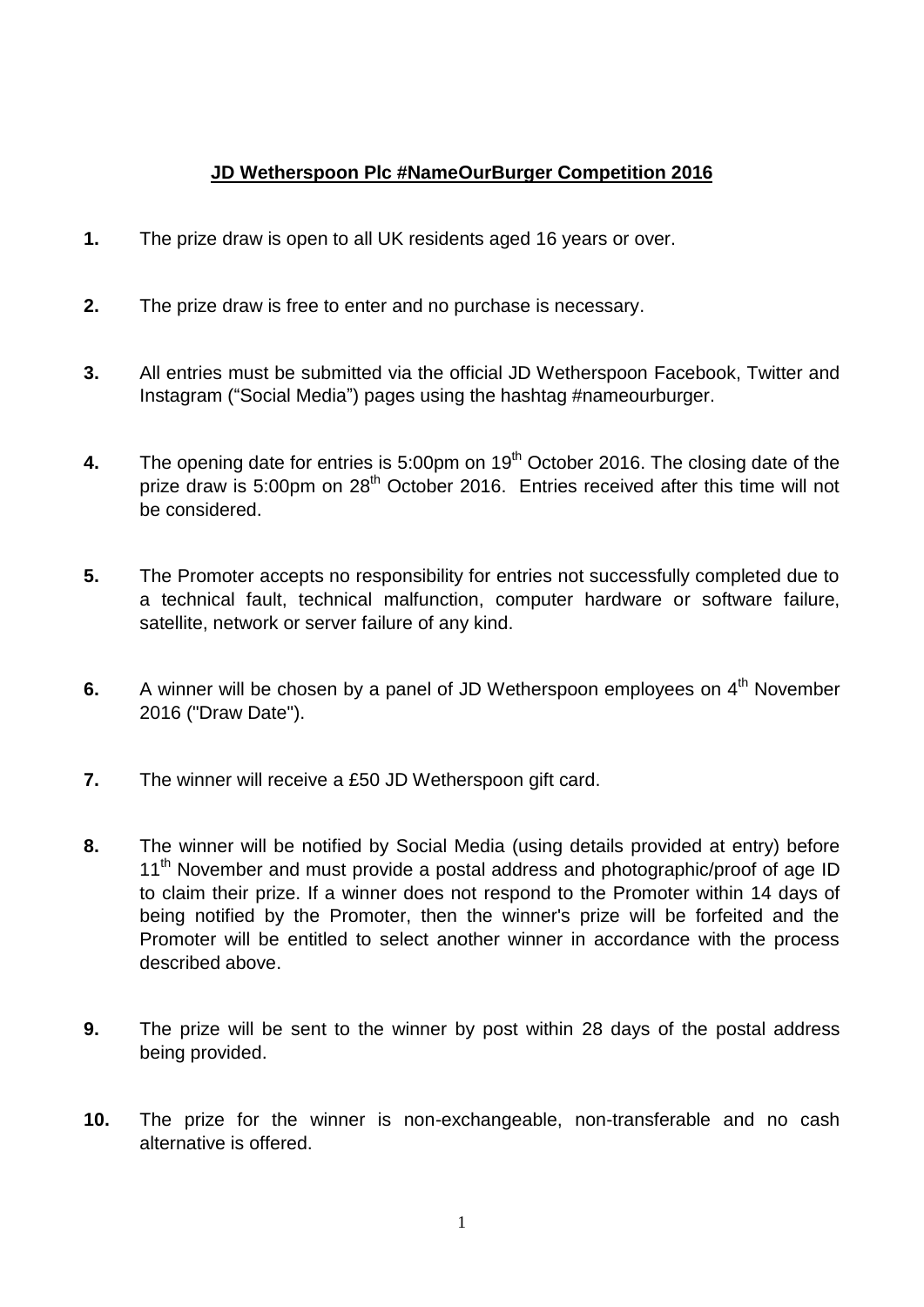**JD Wetherspoon Plc #NameOurBurger Competition 2016**

1. The prize draw is open to all UK residents aged 16 years or over.

2. The prize draw is free to enter and no purchase is necessary.

3. All entries must be submitted via the official JD Wetherspoon Facebook, Twitter and Instagram ("Social Media") pages using the hashtag #nameourburger.

4. The opening date for entries is 5:00pm on 19th October 2016. The closing date of the prize draw is 5:00pm on 28th October 2016. Entries received after this time will not be considered.

5. The Promoter accepts no responsibility for entries not successfully completed due to a technical fault, technical malfunction, computer hardware or software failure, satellite, network or server failure of any kind.

6. A winner will be chosen by a panel of JD Wetherspoon employees on 4th November 2016 ("Draw Date").

7. The winner will receive a £50 JD Wetherspoon gift card.

8. The winner will be notified by Social Media (using details provided at entry) before 11th November and must provide a postal address and photographic/proof of age ID to claim their prize. If a winner does not respond to the Promoter within 14 days of being notified by the Promoter, then the winner's prize will be forfeited and the Promoter will be entitled to select another winner in accordance with the process described above.

9. The prize will be sent to the winner by post within 28 days of the postal address being provided.

10. The prize for the winner is non-exchangeable, non-transferable and no cash alternative is offered.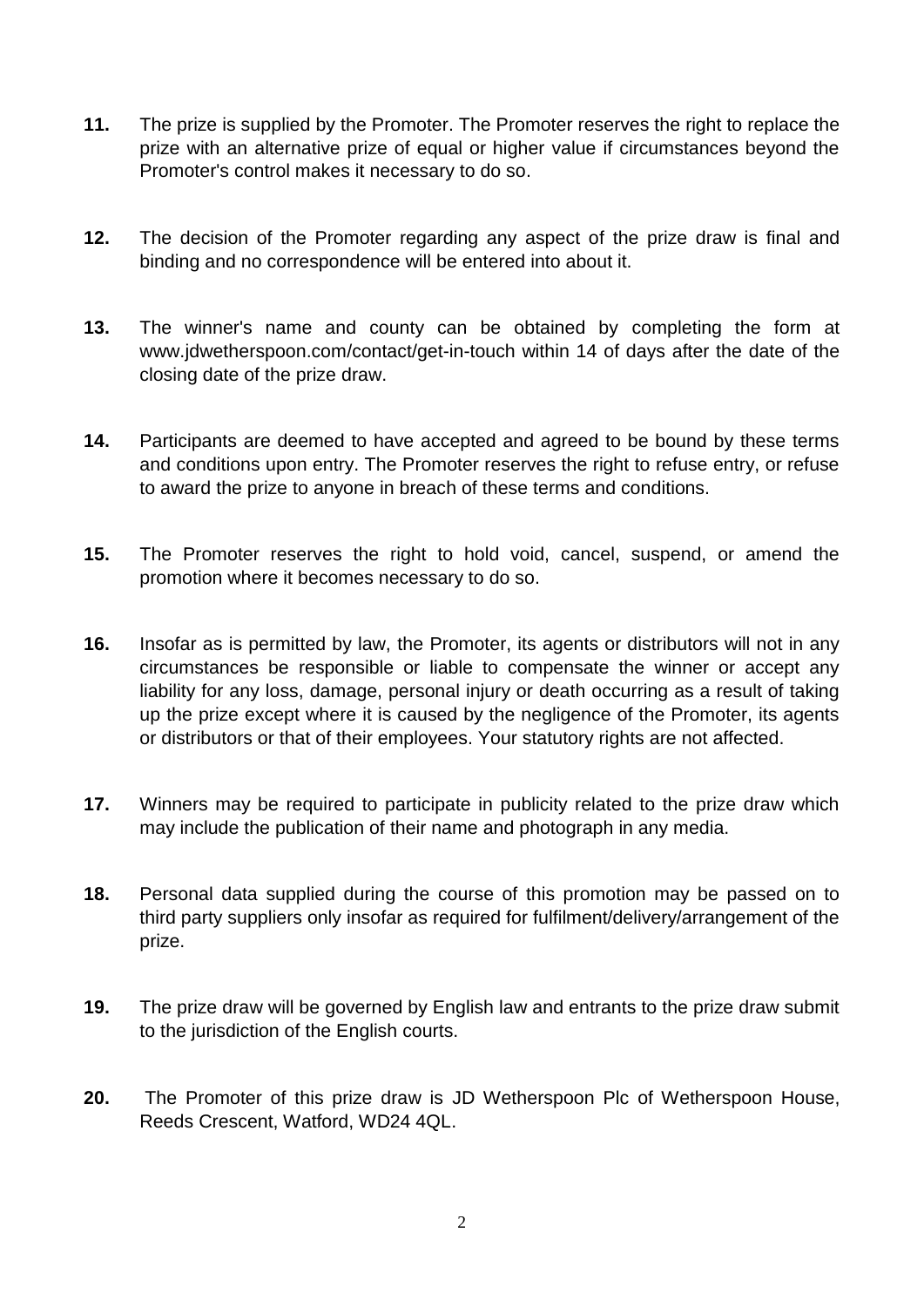**11.** The prize is supplied by the Promoter. The Promoter reserves the right to replace the prize with an alternative prize of equal or higher value if circumstances beyond the Promoter's control makes it necessary to do so.

**12.** The decision of the Promoter regarding any aspect of the prize draw is final and binding and no correspondence will be entered into about it.

**13.** The winner's name and county can be obtained by completing the form at www.jdwetherspoon.com/contact/get-in-touch within 14 of days after the date of the closing date of the prize draw.

**14.** Participants are deemed to have accepted and agreed to be bound by these terms and conditions upon entry. The Promoter reserves the right to refuse entry, or refuse to award the prize to anyone in breach of these terms and conditions.

**15.** The Promoter reserves the right to hold void, cancel, suspend, or amend the promotion where it becomes necessary to do so.

**16.** Insofar as is permitted by law, the Promoter, its agents or distributors will not in any circumstances be responsible or liable to compensate the winner or accept any liability for any loss, damage, personal injury or death occurring as a result of taking up the prize except where it is caused by the negligence of the Promoter, its agents or distributors or that of their employees. Your statutory rights are not affected.

**17.** Winners may be required to participate in publicity related to the prize draw which may include the publication of their name and photograph in any media.

**18.** Personal data supplied during the course of this promotion may be passed on to third party suppliers only insofar as required for fulfilment/delivery/arrangement of the prize.

**19.** The prize draw will be governed by English law and entrants to the prize draw submit to the jurisdiction of the English courts.

**20.** The Promoter of this prize draw is JD Wetherspoon Plc of Wetherspoon House, Reeds Crescent, Watford, WD24 4QL.